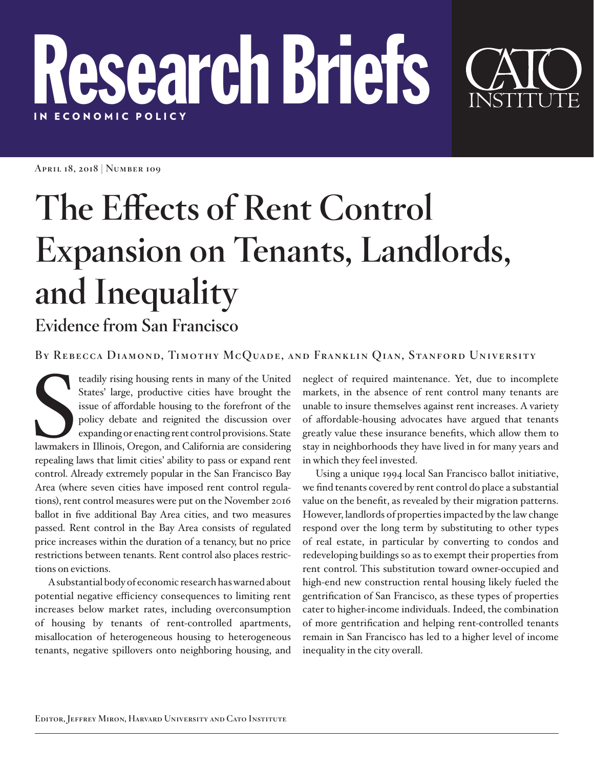# Research Briefs

IN ECONOMIC POLICY

CATO INSTITUTE

April 18, 2018 | Number 109

# The Effects of Rent Control Expansion on Tenants, Landlords, and Inequality

## Evidence from San Francisco

By Rebecca Diamond, Timothy McQuade, and Franklin Qian, Stanford University

Steadily rising housing rents in many of the United States' large, productive cities have brought the issue of affordable housing to the forefront of the policy debate and reignited the discussion over expanding or enacting rent control provisions. State lawmakers in Illinois, Oregon, and California are considering repealing laws that limit cities' ability to pass or expand rent control. Already extremely popular in the San Francisco Bay Area (where seven cities have imposed rent control regulations), rent control measures were put on the November 2016 ballot in five additional Bay Area cities, and two measures passed. Rent control in the Bay Area consists of regulated price increases within the duration of a tenancy, but no price restrictions between tenants. Rent control also places restrictions on evictions.

A substantial body of economic research has warned about potential negative efficiency consequences to limiting rent increases below market rates, including overconsumption of housing by tenants of rent-controlled apartments, misallocation of heterogeneous housing to heterogeneous tenants, negative spillovers onto neighboring housing, and neglect of required maintenance. Yet, due to incomplete markets, in the absence of rent control many tenants are unable to insure themselves against rent increases. A variety of affordable-housing advocates have argued that tenants greatly value these insurance benefits, which allow them to stay in neighborhoods they have lived in for many years and in which they feel invested.

Using a unique 1994 local San Francisco ballot initiative, we find tenants covered by rent control do place a substantial value on the benefit, as revealed by their migration patterns. However, landlords of properties impacted by the law change respond over the long term by substituting to other types of real estate, in particular by converting to condos and redeveloping buildings so as to exempt their properties from rent control. This substitution toward owner-occupied and high-end new construction rental housing likely fueled the gentrification of San Francisco, as these types of properties cater to higher-income individuals. Indeed, the combination of more gentrification and helping rent-controlled tenants remain in San Francisco has led to a higher level of income inequality in the city overall.

Editor, Jeffrey Miron, Harvard University and Cato Institute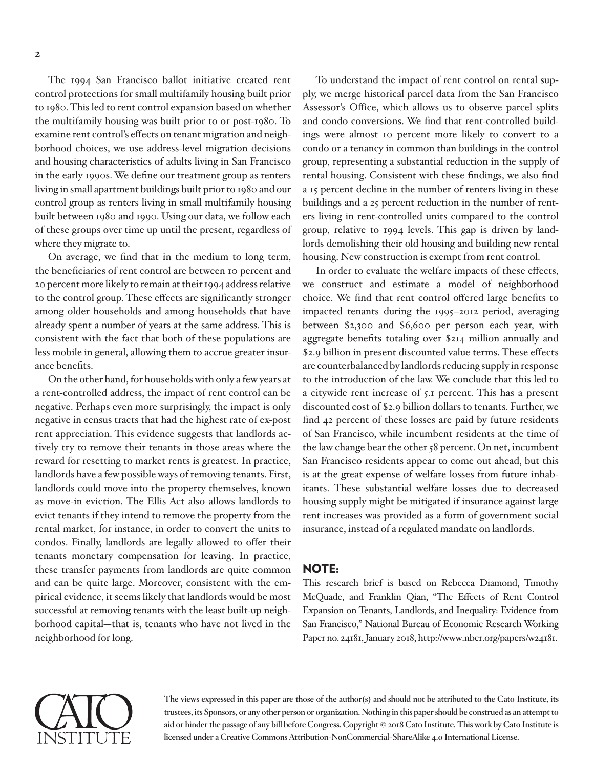The 1994 San Francisco ballot initiative created rent control protections for small multifamily housing built prior to 1980. This led to rent control expansion based on whether the multifamily housing was built prior to or post-1980. To examine rent control's effects on tenant migration and neighborhood choices, we use address-level migration decisions and housing characteristics of adults living in San Francisco in the early 1990s. We define our treatment group as renters living in small apartment buildings built prior to 1980 and our control group as renters living in small multifamily housing built between 1980 and 1990. Using our data, we follow each of these groups over time up until the present, regardless of where they migrate to.

On average, we find that in the medium to long term, the beneficiaries of rent control are between 10 percent and 20 percent more likely to remain at their 1994 address relative to the control group. These effects are significantly stronger among older households and among households that have already spent a number of years at the same address. This is consistent with the fact that both of these populations are less mobile in general, allowing them to accrue greater insurance benefits.

On the other hand, for households with only a few years at a rent-controlled address, the impact of rent control can be negative. Perhaps even more surprisingly, the impact is only negative in census tracts that had the highest rate of ex-post rent appreciation. This evidence suggests that landlords actively try to remove their tenants in those areas where the reward for resetting to market rents is greatest. In practice, landlords have a few possible ways of removing tenants. First, landlords could move into the property themselves, known as move-in eviction. The Ellis Act also allows landlords to evict tenants if they intend to remove the property from the rental market, for instance, in order to convert the units to condos. Finally, landlords are legally allowed to offer their tenants monetary compensation for leaving. In practice, these transfer payments from landlords are quite common and can be quite large. Moreover, consistent with the empirical evidence, it seems likely that landlords would be most successful at removing tenants with the least built-up neighborhood capital—that is, tenants who have not lived in the neighborhood for long.

To understand the impact of rent control on rental supply, we merge historical parcel data from the San Francisco Assessor's Office, which allows us to observe parcel splits and condo conversions. We find that rent-controlled buildings were almost 10 percent more likely to convert to a condo or a tenancy in common than buildings in the control group, representing a substantial reduction in the supply of rental housing. Consistent with these findings, we also find a 15 percent decline in the number of renters living in these buildings and a 25 percent reduction in the number of renters living in rent-controlled units compared to the control group, relative to 1994 levels. This gap is driven by landlords demolishing their old housing and building new rental housing. New construction is exempt from rent control.

In order to evaluate the welfare impacts of these effects, we construct and estimate a model of neighborhood choice. We find that rent control offered large benefits to impacted tenants during the 1995–2012 period, averaging between $2,300 and $6,600 per person each year, with aggregate benefits totaling over $214 million annually and $2.9 billion in present discounted value terms. These effects are counterbalanced by landlords reducing supply in response to the introduction of the law. We conclude that this led to a citywide rent increase of 5.1 percent. This has a present discounted cost of $2.9 billion dollars to tenants. Further, we find 42 percent of these losses are paid by future residents of San Francisco, while incumbent residents at the time of the law change bear the other 58 percent. On net, incumbent San Francisco residents appear to come out ahead, but this is at the great expense of welfare losses from future inhabitants. These substantial welfare losses due to decreased housing supply might be mitigated if insurance against large rent increases was provided as a form of government social insurance, instead of a regulated mandate on landlords.

## NOTE:

This research brief is based on Rebecca Diamond, Timothy McQuade, and Franklin Qian, "The Effects of Rent Control Expansion on Tenants, Landlords, and Inequality: Evidence from San Francisco," National Bureau of Economic Research Working Paper no. 24181, January 2018, http://www.nber.org/papers/w24181.

The views expressed in this paper are those of the author(s) and should not be attributed to the Cato Institute, its trustees, its Sponsors, or any other person or organization. Nothing in this paper should be construed as an attempt to aid or hinder the passage of any bill before Congress. Copyright © 2018 Cato Institute. This work by Cato Institute is licensed under a Creative Commons Attribution-NonCommercial-ShareAlike 4.0 International License.